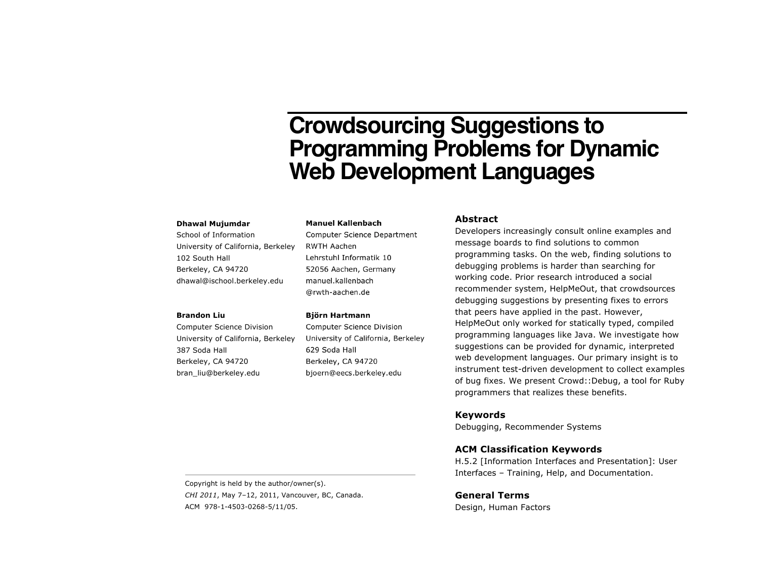# Crowdsourcing Suggestions to Programming Problems for Dynamic Web Development Languages

**Dhawal Mujumdar**
School of Information
University of California, Berkeley
102 South Hall
Berkeley, CA 94720
dhawal@ischool.berkeley.edu

**Manuel Kallenbach**
Computer Science Department
RWTH Aachen
Lehrstuhl Informatik 10
52056 Aachen, Germany
manuel.kallenbach
@rwth-aachen.de

**Brandon Liu**
Computer Science Division
University of California, Berkeley
387 Soda Hall
Berkeley, CA 94720
bran_liu@berkeley.edu

**Björn Hartmann**
Computer Science Division
University of California, Berkeley
629 Soda Hall
Berkeley, CA 94720
bjoern@eecs.berkeley.edu

Copyright is held by the author/owner(s).
*CHI 2011*, May 7–12, 2011, Vancouver, BC, Canada.
ACM 978-1-4503-0268-5/11/05.

## Abstract

Developers increasingly consult online examples and message boards to find solutions to common programming tasks. On the web, finding solutions to debugging problems is harder than searching for working code. Prior research introduced a social recommender system, HelpMeOut, that crowdsources debugging suggestions by presenting fixes to errors that peers have applied in the past. However, HelpMeOut only worked for statically typed, compiled programming languages like Java. We investigate how suggestions can be provided for dynamic, interpreted web development languages. Our primary insight is to instrument test-driven development to collect examples of bug fixes. We present Crowd::Debug, a tool for Ruby programmers that realizes these benefits.

## Keywords

Debugging, Recommender Systems

## ACM Classification Keywords

H.5.2 [Information Interfaces and Presentation]: User Interfaces – Training, Help, and Documentation.

## General Terms

Design, Human Factors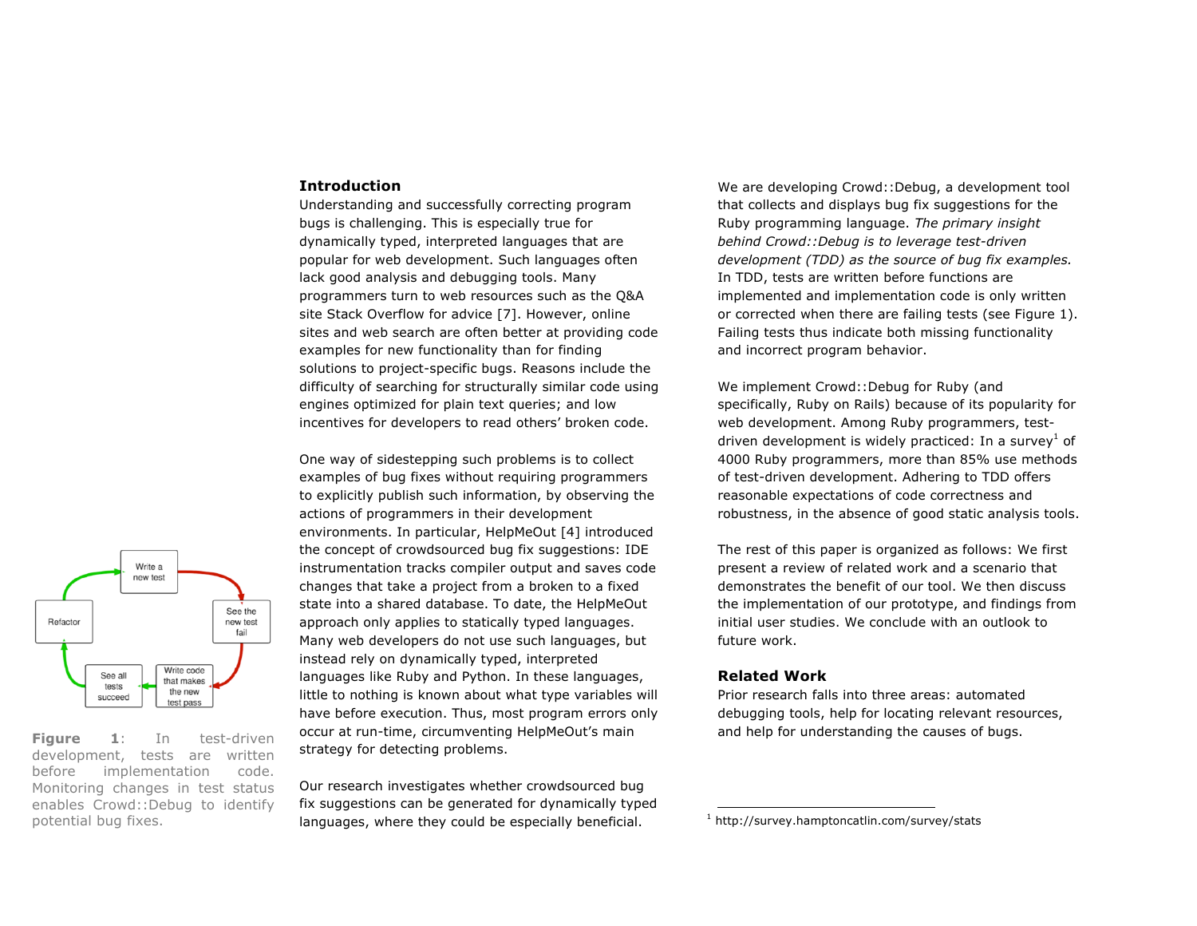Figure 1: In test-driven development, tests are written before implementation code. Monitoring changes in test status enables Crowd::Debug to identify potential bug fixes.

## Introduction

Understanding and successfully correcting program bugs is challenging. This is especially true for dynamically typed, interpreted languages that are popular for web development. Such languages often lack good analysis and debugging tools. Many programmers turn to web resources such as the Q&A site Stack Overflow for advice [7]. However, online sites and web search are often better at providing code examples for new functionality than for finding solutions to project-specific bugs. Reasons include the difficulty of searching for structurally similar code using engines optimized for plain text queries; and low incentives for developers to read others' broken code.

One way of sidestepping such problems is to collect examples of bug fixes without requiring programmers to explicitly publish such information, by observing the actions of programmers in their development environments. In particular, HelpMeOut [4] introduced the concept of crowdsourced bug fix suggestions: IDE instrumentation tracks compiler output and saves code changes that take a project from a broken to a fixed state into a shared database. To date, the HelpMeOut approach only applies to statically typed languages. Many web developers do not use such languages, but instead rely on dynamically typed, interpreted languages like Ruby and Python. In these languages, little to nothing is known about what type variables will have before execution. Thus, most program errors only occur at run-time, circumventing HelpMeOut's main strategy for detecting problems.

Our research investigates whether crowdsourced bug fix suggestions can be generated for dynamically typed languages, where they could be especially beneficial.

We are developing Crowd::Debug, a development tool that collects and displays bug fix suggestions for the Ruby programming language. *The primary insight behind Crowd::Debug is to leverage test-driven development (TDD) as the source of bug fix examples.* In TDD, tests are written before functions are implemented and implementation code is only written or corrected when there are failing tests (see Figure 1). Failing tests thus indicate both missing functionality and incorrect program behavior.

We implement Crowd::Debug for Ruby (and specifically, Ruby on Rails) because of its popularity for web development. Among Ruby programmers, test-driven development is widely practiced: In a survey[1] of 4000 Ruby programmers, more than 85% use methods of test-driven development. Adhering to TDD offers reasonable expectations of code correctness and robustness, in the absence of good static analysis tools.

The rest of this paper is organized as follows: We first present a review of related work and a scenario that demonstrates the benefit of our tool. We then discuss the implementation of our prototype, and findings from initial user studies. We conclude with an outlook to future work.

## Related Work

Prior research falls into three areas: automated debugging tools, help for locating relevant resources, and help for understanding the causes of bugs.

[1] http://survey.hamptoncatlin.com/survey/stats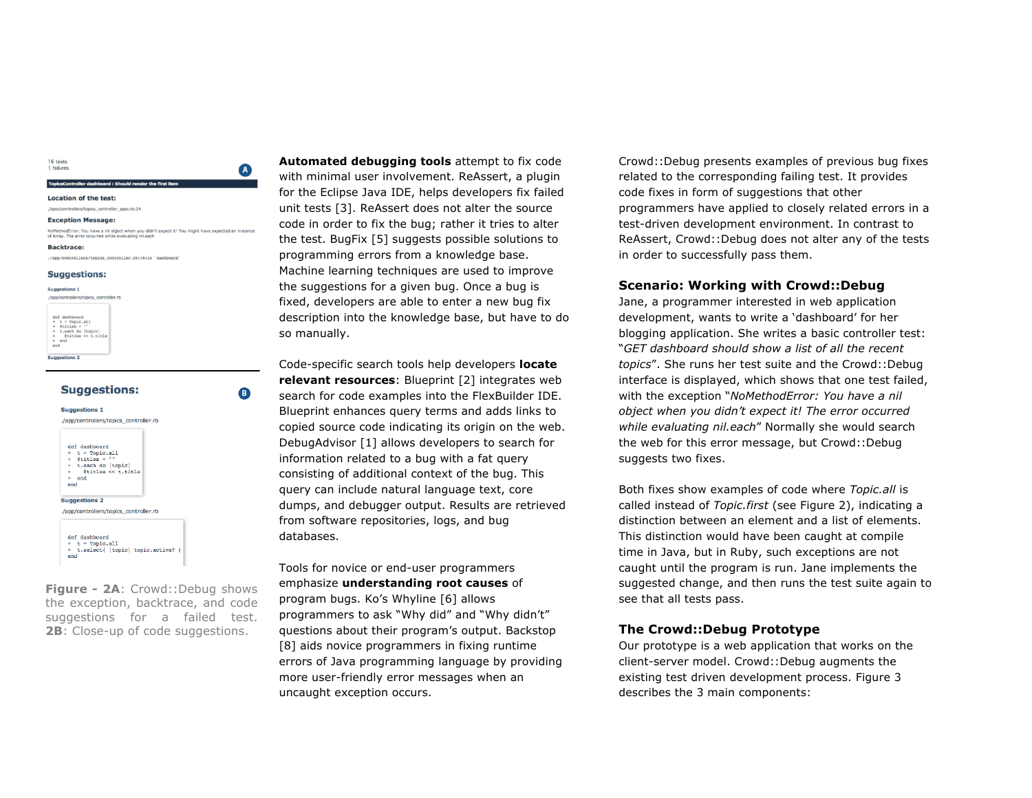16 tests
1 failures

**TopicsController dashboard : Should render the first item**

**Location of the test:**

./spec/controllers/topics_controller_spec.rb:24

**Exception Message:**

NoMethodError: You have a nil object when you didn't expect it! You might have expected an instance of Array. The error occurred while evaluating nil.each

**Backtrace:**

./app/controllers/topics_controller.rb:14:in `dashboard'

**Suggestions:**

Suggestions 1

./app/controllers/topics_controller.rb

```
def dashboard
+  t = Topic.all
+  @titles = ""
+  t.each do |topic|
+    @titles << t.title
+  end
end
```

Suggestions 2

**Suggestions:**

Suggestions 1

./app/controllers/topics_controller.rb

```
def dashboard
+  t = Topic.all
+  @titles = ""
+  t.each do |topic|
+    @titles << t.title
+  end
end
```

Suggestions 2

./app/controllers/topics_controller.rb

```
def dashboard
+  t = Topic.all
+  t.select{ |topic| topic.active? }
end
```

**Figure - 2A**: Crowd::Debug shows the exception, backtrace, and code suggestions for a failed test. **2B**: Close-up of code suggestions.

**Automated debugging tools** attempt to fix code with minimal user involvement. ReAssert, a plugin for the Eclipse Java IDE, helps developers fix failed unit tests [3]. ReAssert does not alter the source code in order to fix the bug; rather it tries to alter the test. BugFix [5] suggests possible solutions to programming errors from a knowledge base. Machine learning techniques are used to improve the suggestions for a given bug. Once a bug is fixed, developers are able to enter a new bug fix description into the knowledge base, but have to do so manually.

Code-specific search tools help developers **locate relevant resources**: Blueprint [2] integrates web search for code examples into the FlexBuilder IDE. Blueprint enhances query terms and adds links to copied source code indicating its origin on the web. DebugAdvisor [1] allows developers to search for information related to a bug with a fat query consisting of additional context of the bug. This query can include natural language text, core dumps, and debugger output. Results are retrieved from software repositories, logs, and bug databases.

Tools for novice or end-user programmers emphasize **understanding root causes** of program bugs. Ko's Whyline [6] allows programmers to ask "Why did" and "Why didn't" questions about their program's output. Backstop [8] aids novice programmers in fixing runtime errors of Java programming language by providing more user-friendly error messages when an uncaught exception occurs.

Crowd::Debug presents examples of previous bug fixes related to the corresponding failing test. It provides code fixes in form of suggestions that other programmers have applied to closely related errors in a test-driven development environment. In contrast to ReAssert, Crowd::Debug does not alter any of the tests in order to successfully pass them.

## Scenario: Working with Crowd::Debug

Jane, a programmer interested in web application development, wants to write a 'dashboard' for her blogging application. She writes a basic controller test: "*GET dashboard should show a list of all the recent topics*". She runs her test suite and the Crowd::Debug interface is displayed, which shows that one test failed, with the exception "*NoMethodError: You have a nil object when you didn't expect it! The error occurred while evaluating nil.each*" Normally she would search the web for this error message, but Crowd::Debug suggests two fixes.

Both fixes show examples of code where *Topic.all* is called instead of *Topic.first* (see Figure 2), indicating a distinction between an element and a list of elements. This distinction would have been caught at compile time in Java, but in Ruby, such exceptions are not caught until the program is run. Jane implements the suggested change, and then runs the test suite again to see that all tests pass.

## The Crowd::Debug Prototype

Our prototype is a web application that works on the client-server model. Crowd::Debug augments the existing test driven development process. Figure 3 describes the 3 main components: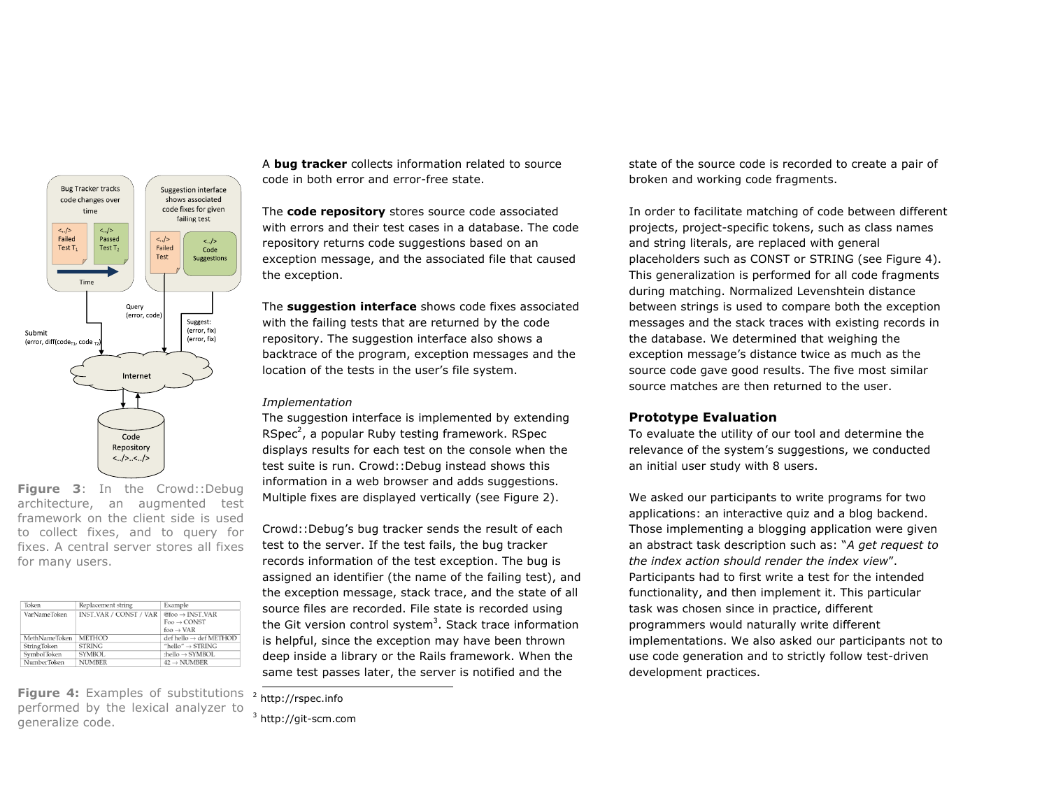Figure 3: In the Crowd::Debug architecture, an augmented test framework on the client side is used to collect fixes, and to query for fixes. A central server stores all fixes for many users.

| Token | Replacement string | Example |
|---|---|---|
| VarNameToken | INST_VAR / CONST / VAR | @foo → INST_VAR<br>Foo → CONST<br>foo → VAR |
| MethNameToken | METHOD | def hello → def METHOD |
| StringToken | STRING | "hello" → STRING |
| SymbolToken | SYMBOL | :hello → SYMBOL |
| NumberToken | NUMBER | 42 → NUMBER |

**Figure 4:** Examples of substitutions performed by the lexical analyzer to generalize code.

A **bug tracker** collects information related to source code in both error and error-free state.

The **code repository** stores source code associated with errors and their test cases in a database. The code repository returns code suggestions based on an exception message, and the associated file that caused the exception.

The **suggestion interface** shows code fixes associated with the failing tests that are returned by the code repository. The suggestion interface also shows a backtrace of the program, exception messages and the location of the tests in the user's file system.

*Implementation*

The suggestion interface is implemented by extending RSpec[2], a popular Ruby testing framework. RSpec displays results for each test on the console when the test suite is run. Crowd::Debug instead shows this information in a web browser and adds suggestions. Multiple fixes are displayed vertically (see Figure 2).

Crowd::Debug's bug tracker sends the result of each test to the server. If the test fails, the bug tracker records information of the test exception. The bug is assigned an identifier (the name of the failing test), and the exception message, stack trace, and the state of all source files are recorded. File state is recorded using the Git version control system[3]. Stack trace information is helpful, since the exception may have been thrown deep inside a library or the Rails framework. When the same test passes later, the server is notified and the state of the source code is recorded to create a pair of broken and working code fragments.

In order to facilitate matching of code between different projects, project-specific tokens, such as class names and string literals, are replaced with general placeholders such as CONST or STRING (see Figure 4). This generalization is performed for all code fragments during matching. Normalized Levenshtein distance between strings is used to compare both the exception messages and the stack traces with existing records in the database. We determined that weighing the exception message's distance twice as much as the source code gave good results. The five most similar source matches are then returned to the user.

## Prototype Evaluation

To evaluate the utility of our tool and determine the relevance of the system's suggestions, we conducted an initial user study with 8 users.

We asked our participants to write programs for two applications: an interactive quiz and a blog backend. Those implementing a blogging application were given an abstract task description such as: "*A get request to the index action should render the index view*". Participants had to first write a test for the intended functionality, and then implement it. This particular task was chosen since in practice, different programmers would naturally write different implementations. We also asked our participants not to use code generation and to strictly follow test-driven development practices.

[2] http://rspec.info

[3] http://git-scm.com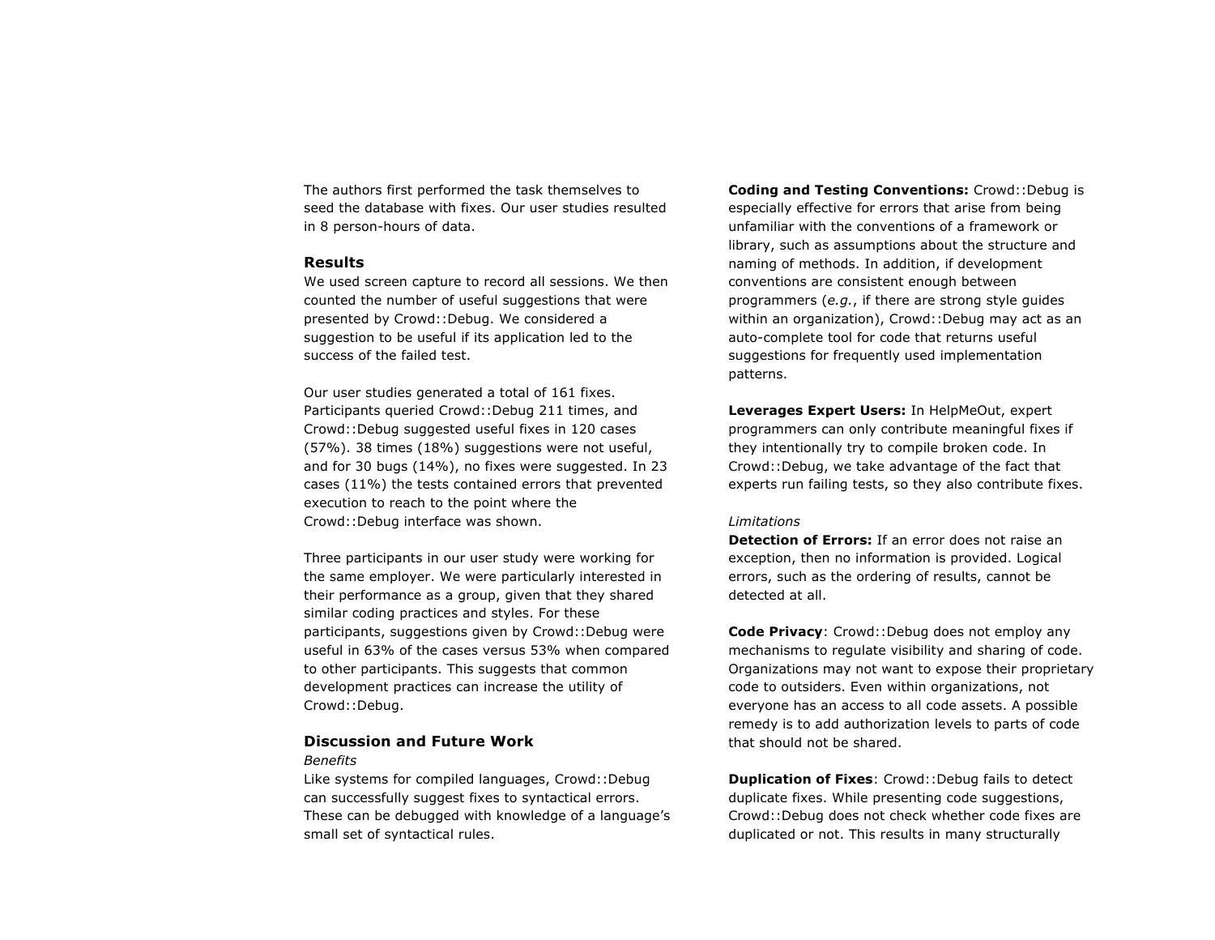The authors first performed the task themselves to seed the database with fixes. Our user studies resulted in 8 person-hours of data.

## Results

We used screen capture to record all sessions. We then counted the number of useful suggestions that were presented by Crowd::Debug. We considered a suggestion to be useful if its application led to the success of the failed test.

Our user studies generated a total of 161 fixes. Participants queried Crowd::Debug 211 times, and Crowd::Debug suggested useful fixes in 120 cases (57%). 38 times (18%) suggestions were not useful, and for 30 bugs (14%), no fixes were suggested. In 23 cases (11%) the tests contained errors that prevented execution to reach to the point where the Crowd::Debug interface was shown.

Three participants in our user study were working for the same employer. We were particularly interested in their performance as a group, given that they shared similar coding practices and styles. For these participants, suggestions given by Crowd::Debug were useful in 63% of the cases versus 53% when compared to other participants. This suggests that common development practices can increase the utility of Crowd::Debug.

## Discussion and Future Work

*Benefits*

Like systems for compiled languages, Crowd::Debug can successfully suggest fixes to syntactical errors. These can be debugged with knowledge of a language's small set of syntactical rules.

**Coding and Testing Conventions:** Crowd::Debug is especially effective for errors that arise from being unfamiliar with the conventions of a framework or library, such as assumptions about the structure and naming of methods. In addition, if development conventions are consistent enough between programmers (*e.g.*, if there are strong style guides within an organization), Crowd::Debug may act as an auto-complete tool for code that returns useful suggestions for frequently used implementation patterns.

**Leverages Expert Users:** In HelpMeOut, expert programmers can only contribute meaningful fixes if they intentionally try to compile broken code. In Crowd::Debug, we take advantage of the fact that experts run failing tests, so they also contribute fixes.

*Limitations*

**Detection of Errors:** If an error does not raise an exception, then no information is provided. Logical errors, such as the ordering of results, cannot be detected at all.

**Code Privacy**: Crowd::Debug does not employ any mechanisms to regulate visibility and sharing of code. Organizations may not want to expose their proprietary code to outsiders. Even within organizations, not everyone has an access to all code assets. A possible remedy is to add authorization levels to parts of code that should not be shared.

**Duplication of Fixes**: Crowd::Debug fails to detect duplicate fixes. While presenting code suggestions, Crowd::Debug does not check whether code fixes are duplicated or not. This results in many structurally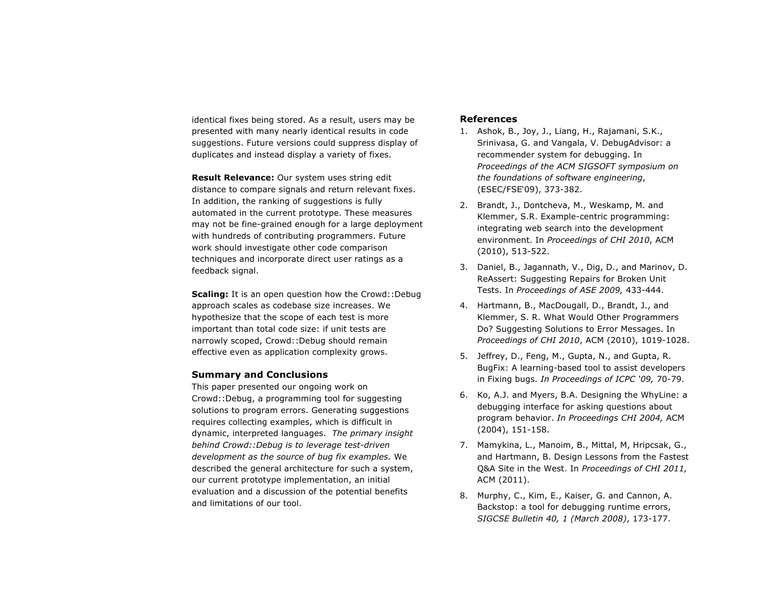identical fixes being stored. As a result, users may be presented with many nearly identical results in code suggestions. Future versions could suppress display of duplicates and instead display a variety of fixes.

**Result Relevance:** Our system uses string edit distance to compare signals and return relevant fixes. In addition, the ranking of suggestions is fully automated in the current prototype. These measures may not be fine-grained enough for a large deployment with hundreds of contributing programmers. Future work should investigate other code comparison techniques and incorporate direct user ratings as a feedback signal.

**Scaling:** It is an open question how the Crowd::Debug approach scales as codebase size increases. We hypothesize that the scope of each test is more important than total code size: if unit tests are narrowly scoped, Crowd::Debug should remain effective even as application complexity grows.

## Summary and Conclusions

This paper presented our ongoing work on Crowd::Debug, a programming tool for suggesting solutions to program errors. Generating suggestions requires collecting examples, which is difficult in dynamic, interpreted languages. *The primary insight behind Crowd::Debug is to leverage test-driven development as the source of bug fix examples.* We described the general architecture for such a system, our current prototype implementation, an initial evaluation and a discussion of the potential benefits and limitations of our tool.

## References

1. Ashok, B., Joy, J., Liang, H., Rajamani, S.K., Srinivasa, G. and Vangala, V. DebugAdvisor: a recommender system for debugging. In *Proceedings of the ACM SIGSOFT symposium on the foundations of software engineering*, (ESEC/FSE'09), 373-382.
2. Brandt, J., Dontcheva, M., Weskamp, M. and Klemmer, S.R. Example-centric programming: integrating web search into the development environment. In *Proceedings of CHI 2010*, ACM (2010), 513-522.
3. Daniel, B., Jagannath, V., Dig, D., and Marinov, D. ReAssert: Suggesting Repairs for Broken Unit Tests. In *Proceedings of ASE 2009,* 433-444.
4. Hartmann, B., MacDougall, D., Brandt, J., and Klemmer, S. R. What Would Other Programmers Do? Suggesting Solutions to Error Messages. In *Proceedings of CHI 2010*, ACM (2010), 1019-1028.
5. Jeffrey, D., Feng, M., Gupta, N., and Gupta, R. BugFix: A learning-based tool to assist developers in Fixing bugs. *In Proceedings of ICPC '09,* 70-79.
6. Ko, A.J. and Myers, B.A. Designing the WhyLine: a debugging interface for asking questions about program behavior. *In Proceedings CHI 2004,* ACM (2004), 151-158.
7. Mamykina, L., Manoim, B., Mittal, M, Hripcsak, G., and Hartmann, B. Design Lessons from the Fastest Q&A Site in the West. In *Proceedings of CHI 2011,* ACM (2011).
8. Murphy, C., Kim, E., Kaiser, G. and Cannon, A. Backstop: a tool for debugging runtime errors, *SIGCSE Bulletin 40, 1 (March 2008)*, 173-177.